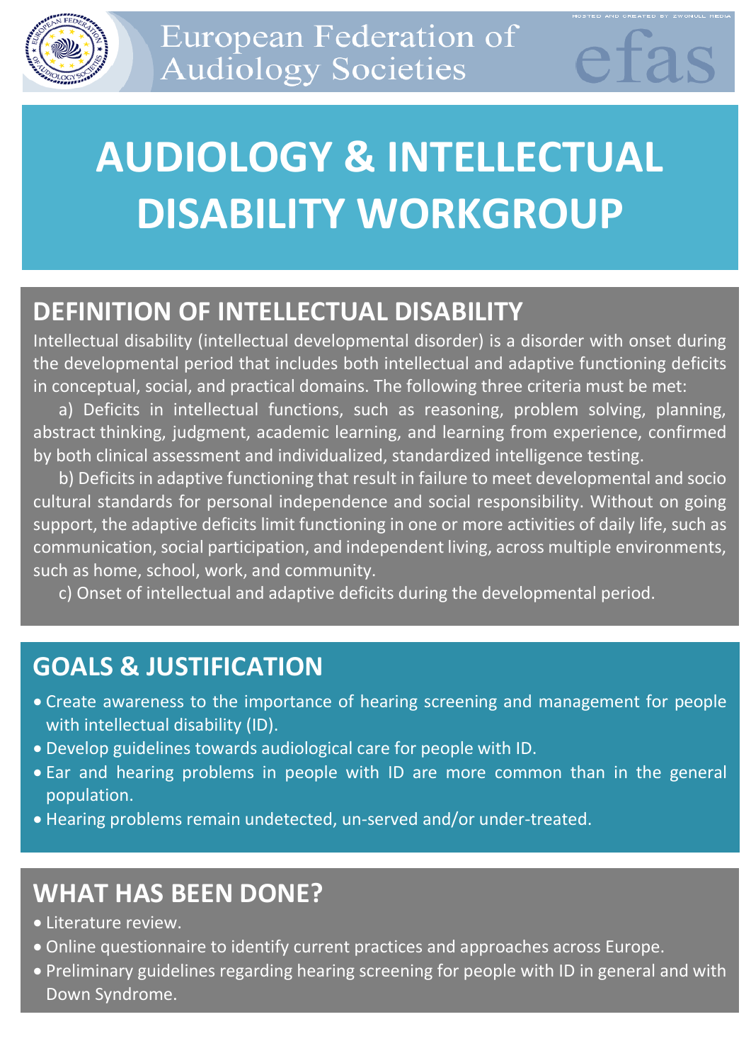European Federation of Audiology Societies

efas

# AUDIOLOGY & INTELLECTUAL DISABILITY WORKGROUP

## DEFINITION OF INTELLECTUAL DISABILITY

Intellectual disability (intellectual developmental disorder) is a disorder with onset during the developmental period that includes both intellectual and adaptive functioning deficits in conceptual, social, and practical domains. The following three criteria must be met:

a) Deficits in intellectual functions, such as reasoning, problem solving, planning, abstract thinking, judgment, academic learning, and learning from experience, confirmed by both clinical assessment and individualized, standardized intelligence testing.

b) Deficits in adaptive functioning that result in failure to meet developmental and socio cultural standards for personal independence and social responsibility. Without on going support, the adaptive deficits limit functioning in one or more activities of daily life, such as communication, social participation, and independent living, across multiple environments, such as home, school, work, and community.

c) Onset of intellectual and adaptive deficits during the developmental period.

## GOALS & JUSTIFICATION

- Create awareness to the importance of hearing screening and management for people with intellectual disability (ID).
- Develop guidelines towards audiological care for people with ID.
- Ear and hearing problems in people with ID are more common than in the general population.
- Hearing problems remain undetected, un-served and/or under-treated.

## WHAT HAS BEEN DONE?

- Literature review.
- Online questionnaire to identify current practices and approaches across Europe.
- Preliminary guidelines regarding hearing screening for people with ID in general and with Down Syndrome.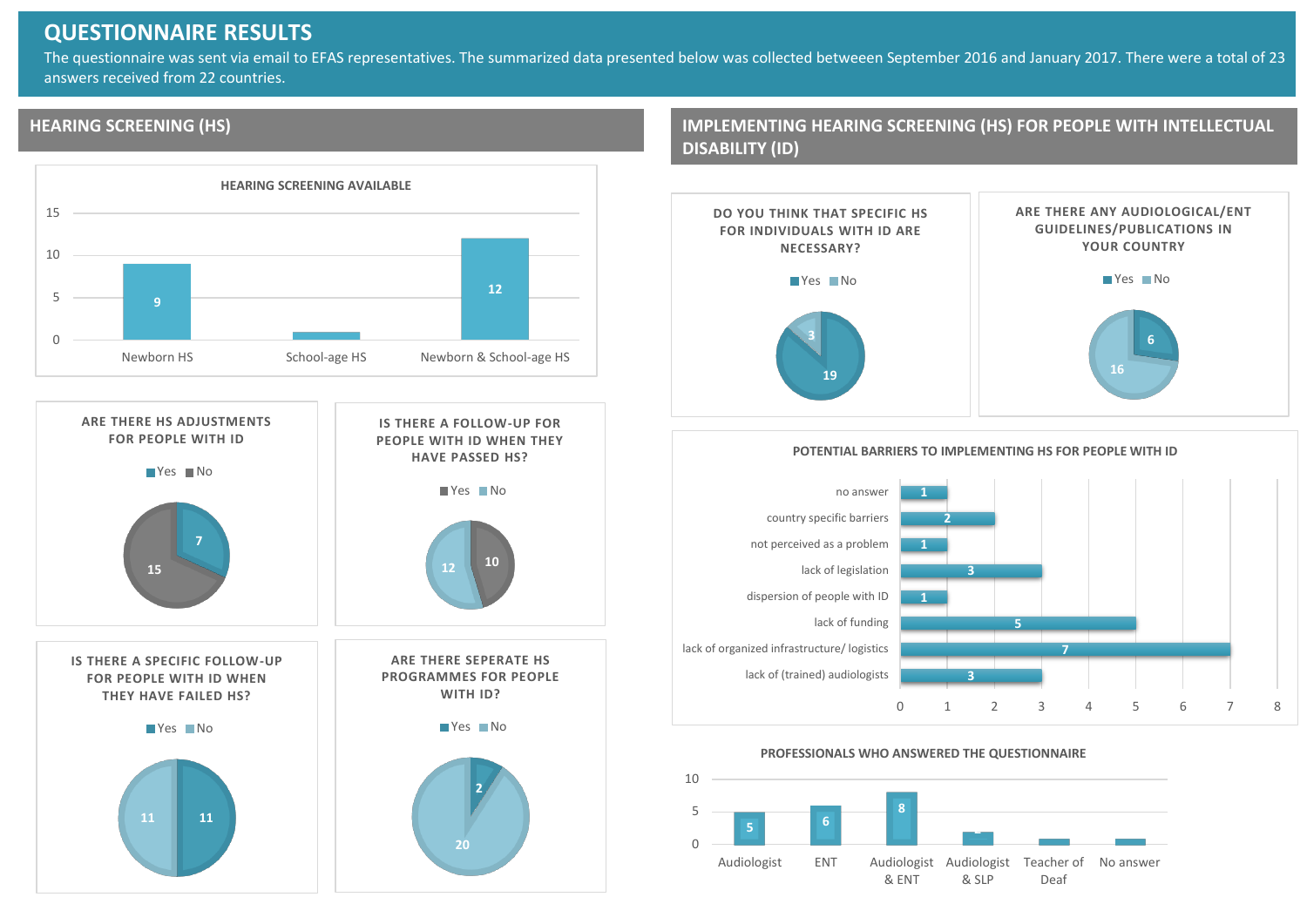# QUESTIONNAIRE RESULTS

The questionnaire was sent via email to EFAS representatives. The summarized data presented below was collected betweeen September 2016 and January 2017. There were a total of 23 answers received from 22 countries.

## HEARING SCREENING (HS)

### HEARING SCREENING AVAILABLE

| Category | Count |
|---|---|
| Newborn HS | 9 |
| School-age HS | 1 |
| Newborn & School-age HS | 12 |

### ARE THERE HS ADJUSTMENTS FOR PEOPLE WITH ID

| Answer | Count |
|---|---|
| Yes | 7 |
| No | 15 |

### IS THERE A FOLLOW-UP FOR PEOPLE WITH ID WHEN THEY HAVE PASSED HS?

| Answer | Count |
|---|---|
| Yes | 10 |
| No | 12 |

### IS THERE A SPECIFIC FOLLOW-UP FOR PEOPLE WITH ID WHEN THEY HAVE FAILED HS?

| Answer | Count |
|---|---|
| Yes | 11 |
| No | 11 |

### ARE THERE SEPERATE HS PROGRAMMES FOR PEOPLE WITH ID?

| Answer | Count |
|---|---|
| Yes | 2 |
| No | 20 |

## IMPLEMENTING HEARING SCREENING (HS) FOR PEOPLE WITH INTELLECTUAL DISABILITY (ID)

### DO YOU THINK THAT SPECIFIC HS FOR INDIVIDUALS WITH ID ARE NECESSARY?

| Answer | Count |
|---|---|
| Yes | 19 |
| No | 3 |

### ARE THERE ANY AUDIOLOGICAL/ENT GUIDELINES/PUBLICATIONS IN YOUR COUNTRY

| Answer | Count |
|---|---|
| Yes | 6 |
| No | 16 |

### POTENTIAL BARRIERS TO IMPLEMENTING HS FOR PEOPLE WITH ID

| Barrier | Count |
|---|---|
| no answer | 1 |
| country specific barriers | 2 |
| not perceived as a problem | 1 |
| lack of legislation | 3 |
| dispersion of people with ID | 1 |
| lack of funding | 5 |
| lack of organized infrastructure/ logistics | 7 |
| lack of (trained) audiologists | 3 |

### PROFESSIONALS WHO ANSWERED THE QUESTIONNAIRE

| Profession | Count |
|---|---|
| Audiologist | 5 |
| ENT | 6 |
| Audiologist & ENT | 8 |
| Audiologist & SLP | 2 |
| Teacher of Deaf | 1 |
| No answer | 1 |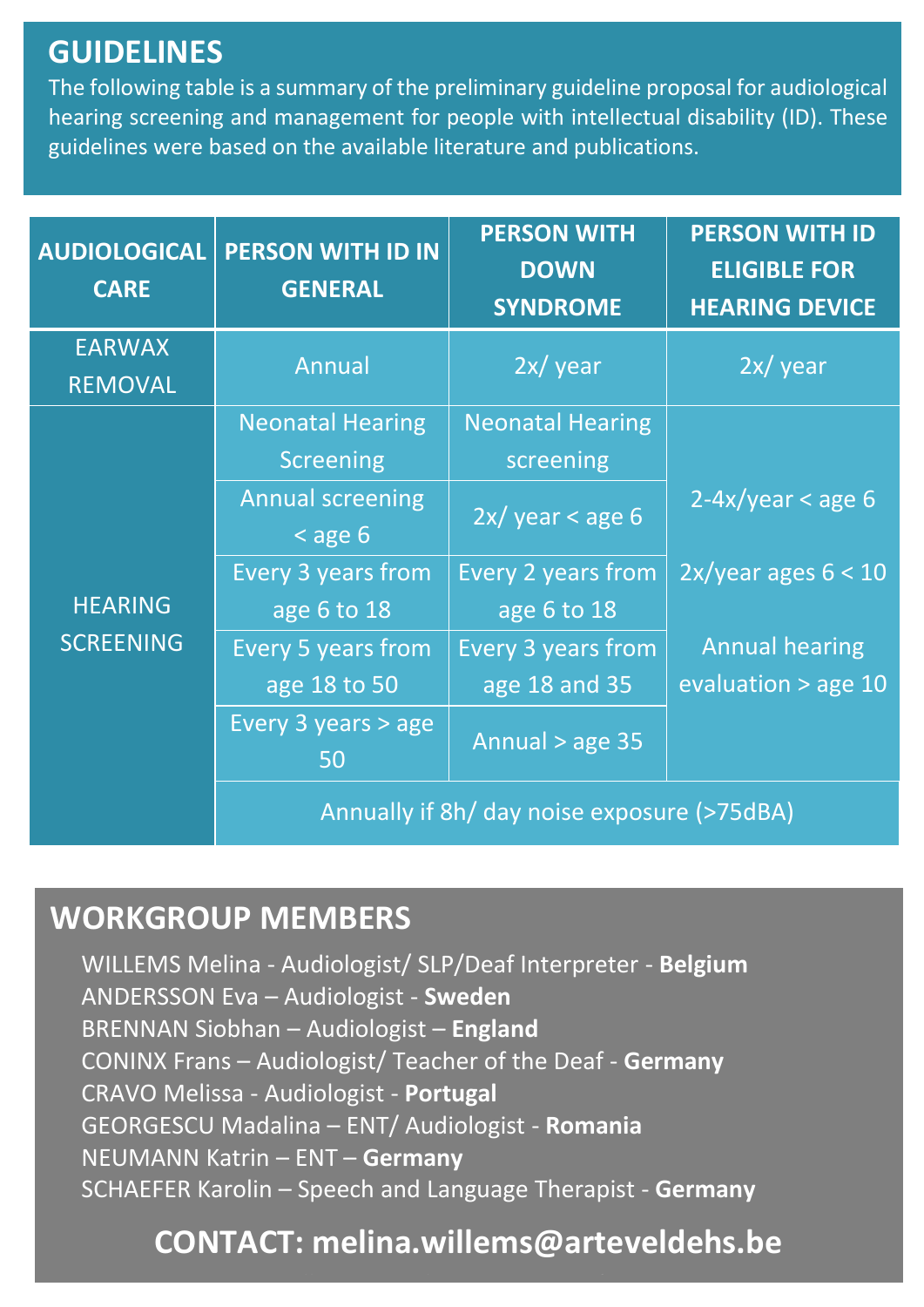## GUIDELINES

The following table is a summary of the preliminary guideline proposal for audiological hearing screening and management for people with intellectual disability (ID). These guidelines were based on the available literature and publications.

| AUDIOLOGICAL CARE | PERSON WITH ID IN GENERAL | PERSON WITH DOWN SYNDROME | PERSON WITH ID ELIGIBLE FOR HEARING DEVICE |
|---|---|---|---|
| EARWAX REMOVAL | Annual | 2x/ year | 2x/ year |
| HEARING SCREENING | Neonatal Hearing Screening | Neonatal Hearing screening | 2-4x/year < age 6<br>2x/year ages 6 < 10<br>Annual hearing evaluation > age 10 |
| | Annual screening < age 6 | 2x/ year < age 6 | |
| | Every 3 years from age 6 to 18 | Every 2 years from age 6 to 18 | |
| | Every 5 years from age 18 to 50 | Every 3 years from age 18 and 35 | |
| | Every 3 years > age 50 | Annual > age 35 | |
| | Annually if 8h/ day noise exposure (>75dBA) | | |

## WORKGROUP MEMBERS

WILLEMS Melina - Audiologist/ SLP/Deaf Interpreter - **Belgium**
ANDERSSON Eva – Audiologist - **Sweden**
BRENNAN Siobhan – Audiologist – **England**
CONINX Frans – Audiologist/ Teacher of the Deaf - **Germany**
CRAVO Melissa - Audiologist - **Portugal**
GEORGESCU Madalina – ENT/ Audiologist - **Romania**
NEUMANN Katrin – ENT – **Germany**
SCHAEFER Karolin – Speech and Language Therapist - **Germany**

**CONTACT: melina.willems@arteveldehs.be**